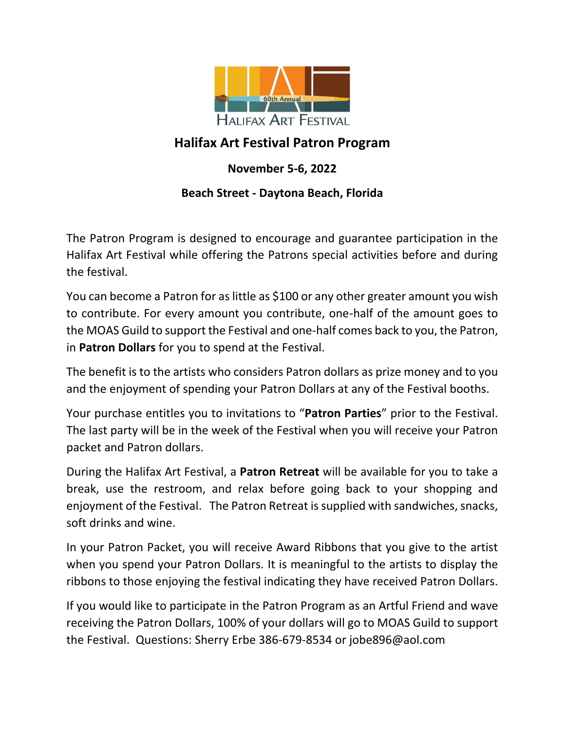60th Annual

HALIFAX ART FESTIVAL

## Halifax Art Festival Patron Program

**November 5-6, 2022**

**Beach Street - Daytona Beach, Florida**

The Patron Program is designed to encourage and guarantee participation in the Halifax Art Festival while offering the Patrons special activities before and during the festival.

You can become a Patron for as little as $100 or any other greater amount you wish to contribute. For every amount you contribute, one-half of the amount goes to the MOAS Guild to support the Festival and one-half comes back to you, the Patron, in **Patron Dollars** for you to spend at the Festival.

The benefit is to the artists who considers Patron dollars as prize money and to you and the enjoyment of spending your Patron Dollars at any of the Festival booths.

Your purchase entitles you to invitations to "**Patron Parties**" prior to the Festival. The last party will be in the week of the Festival when you will receive your Patron packet and Patron dollars.

During the Halifax Art Festival, a **Patron Retreat** will be available for you to take a break, use the restroom, and relax before going back to your shopping and enjoyment of the Festival. The Patron Retreat is supplied with sandwiches, snacks, soft drinks and wine.

In your Patron Packet, you will receive Award Ribbons that you give to the artist when you spend your Patron Dollars. It is meaningful to the artists to display the ribbons to those enjoying the festival indicating they have received Patron Dollars.

If you would like to participate in the Patron Program as an Artful Friend and wave receiving the Patron Dollars, 100% of your dollars will go to MOAS Guild to support the Festival. Questions: Sherry Erbe 386-679-8534 or jobe896@aol.com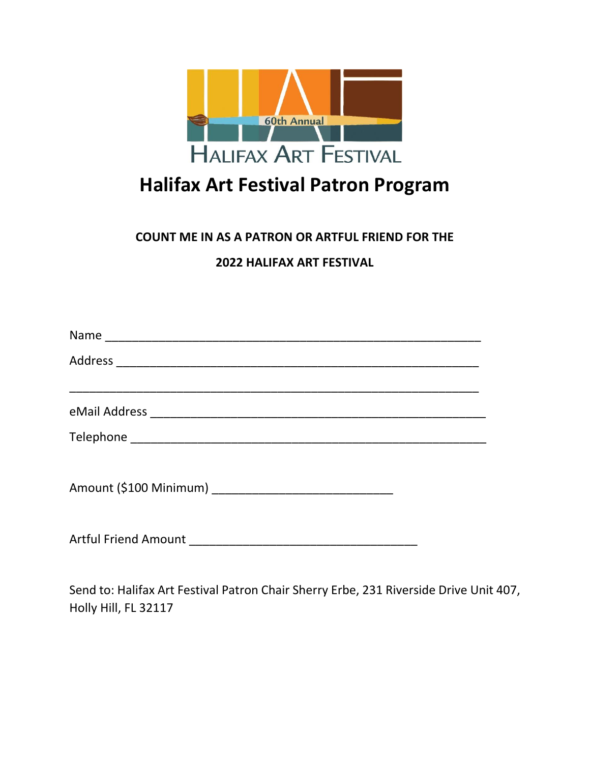60th Annual

HALIFAX ART FESTIVAL

# Halifax Art Festival Patron Program

**COUNT ME IN AS A PATRON OR ARTFUL FRIEND FOR THE**

**2022 HALIFAX ART FESTIVAL**

Name ___________________________________________________________

Address _________________________________________________________

_________________________________________________________________

eMail Address _____________________________________________________

Telephone ________________________________________________________

Amount ($100 Minimum) ___________________________

Artful Friend Amount __________________________________

Send to: Halifax Art Festival Patron Chair Sherry Erbe, 231 Riverside Drive Unit 407, Holly Hill, FL 32117